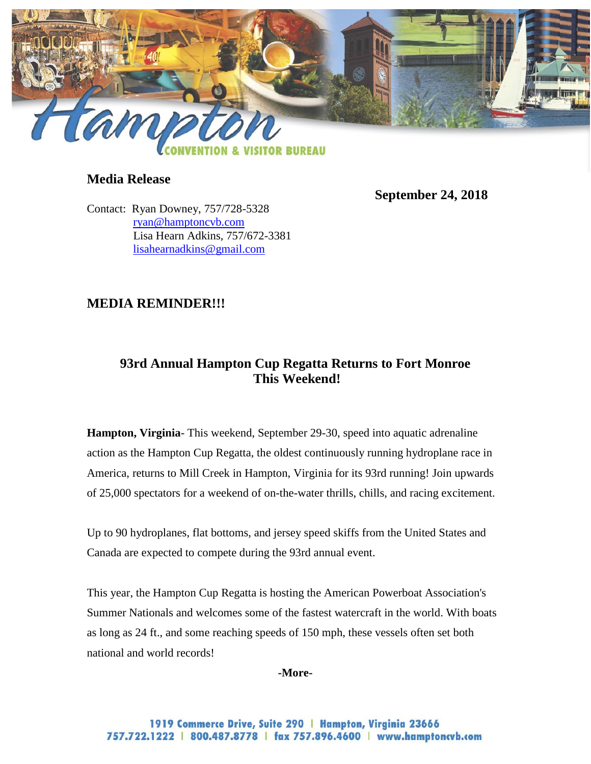## Media Release

September 24, 2018

Contact: Ryan Downey, 757/728-5328
ryan@hamptoncvb.com
Lisa Hearn Adkins, 757/672-3381
lisahearnadkins@gmail.com

## MEDIA REMINDER!!!

### 93rd Annual Hampton Cup Regatta Returns to Fort Monroe This Weekend!

**Hampton, Virginia**- This weekend, September 29-30, speed into aquatic adrenaline action as the Hampton Cup Regatta, the oldest continuously running hydroplane race in America, returns to Mill Creek in Hampton, Virginia for its 93rd running! Join upwards of 25,000 spectators for a weekend of on-the-water thrills, chills, and racing excitement.

Up to 90 hydroplanes, flat bottoms, and jersey speed skiffs from the United States and Canada are expected to compete during the 93rd annual event.

This year, the Hampton Cup Regatta is hosting the American Powerboat Association's Summer Nationals and welcomes some of the fastest watercraft in the world. With boats as long as 24 ft., and some reaching speeds of 150 mph, these vessels often set both national and world records!

**-More-**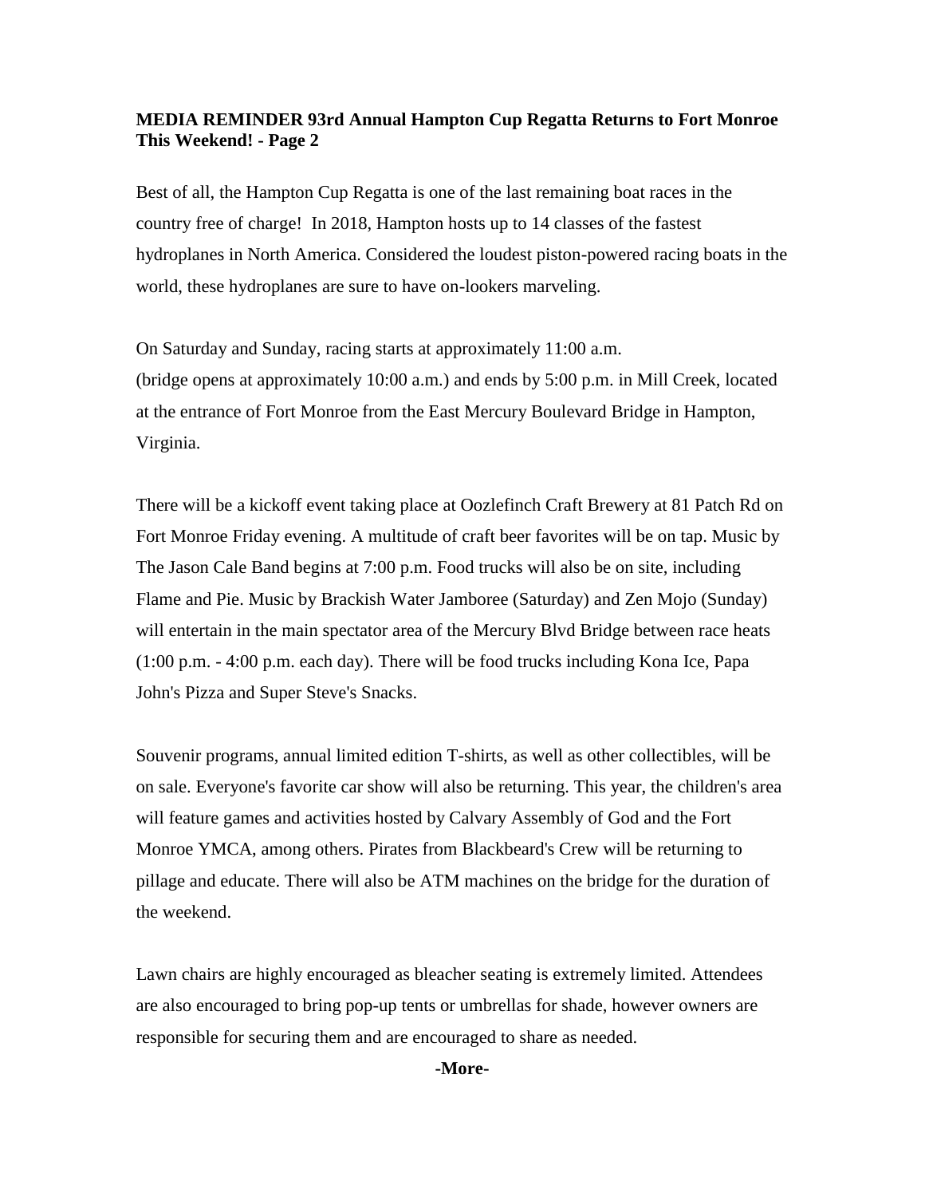**MEDIA REMINDER 93rd Annual Hampton Cup Regatta Returns to Fort Monroe This Weekend! - Page 2**

Best of all, the Hampton Cup Regatta is one of the last remaining boat races in the country free of charge! In 2018, Hampton hosts up to 14 classes of the fastest hydroplanes in North America. Considered the loudest piston-powered racing boats in the world, these hydroplanes are sure to have on-lookers marveling.

On Saturday and Sunday, racing starts at approximately 11:00 a.m. (bridge opens at approximately 10:00 a.m.) and ends by 5:00 p.m. in Mill Creek, located at the entrance of Fort Monroe from the East Mercury Boulevard Bridge in Hampton, Virginia.

There will be a kickoff event taking place at Oozlefinch Craft Brewery at 81 Patch Rd on Fort Monroe Friday evening. A multitude of craft beer favorites will be on tap. Music by The Jason Cale Band begins at 7:00 p.m. Food trucks will also be on site, including Flame and Pie. Music by Brackish Water Jamboree (Saturday) and Zen Mojo (Sunday) will entertain in the main spectator area of the Mercury Blvd Bridge between race heats (1:00 p.m. - 4:00 p.m. each day). There will be food trucks including Kona Ice, Papa John's Pizza and Super Steve's Snacks.

Souvenir programs, annual limited edition T-shirts, as well as other collectibles, will be on sale. Everyone's favorite car show will also be returning. This year, the children's area will feature games and activities hosted by Calvary Assembly of God and the Fort Monroe YMCA, among others. Pirates from Blackbeard's Crew will be returning to pillage and educate. There will also be ATM machines on the bridge for the duration of the weekend.

Lawn chairs are highly encouraged as bleacher seating is extremely limited. Attendees are also encouraged to bring pop-up tents or umbrellas for shade, however owners are responsible for securing them and are encouraged to share as needed.

**-More-**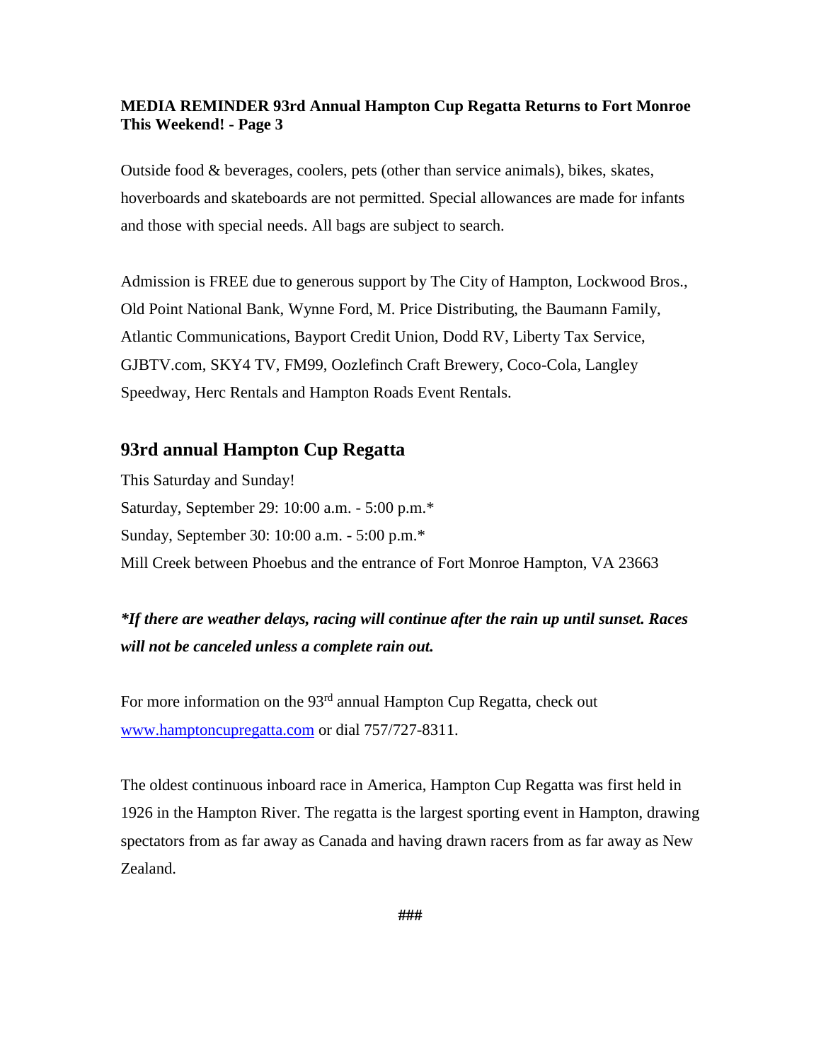**MEDIA REMINDER 93rd Annual Hampton Cup Regatta Returns to Fort Monroe This Weekend! - Page 3**

Outside food & beverages, coolers, pets (other than service animals), bikes, skates, hoverboards and skateboards are not permitted. Special allowances are made for infants and those with special needs. All bags are subject to search.

Admission is FREE due to generous support by The City of Hampton, Lockwood Bros., Old Point National Bank, Wynne Ford, M. Price Distributing, the Baumann Family, Atlantic Communications, Bayport Credit Union, Dodd RV, Liberty Tax Service, GJBTV.com, SKY4 TV, FM99, Oozlefinch Craft Brewery, Coco-Cola, Langley Speedway, Herc Rentals and Hampton Roads Event Rentals.

## 93rd annual Hampton Cup Regatta

This Saturday and Sunday!
Saturday, September 29: 10:00 a.m. - 5:00 p.m.*
Sunday, September 30: 10:00 a.m. - 5:00 p.m.*
Mill Creek between Phoebus and the entrance of Fort Monroe Hampton, VA 23663

***If there are weather delays, racing will continue after the rain up until sunset. Races will not be canceled unless a complete rain out.***

For more information on the 93rd annual Hampton Cup Regatta, check out [www.hamptoncupregatta.com](http://www.hamptoncupregatta.com) or dial 757/727-8311.

The oldest continuous inboard race in America, Hampton Cup Regatta was first held in 1926 in the Hampton River. The regatta is the largest sporting event in Hampton, drawing spectators from as far away as Canada and having drawn racers from as far away as New Zealand.

**###**